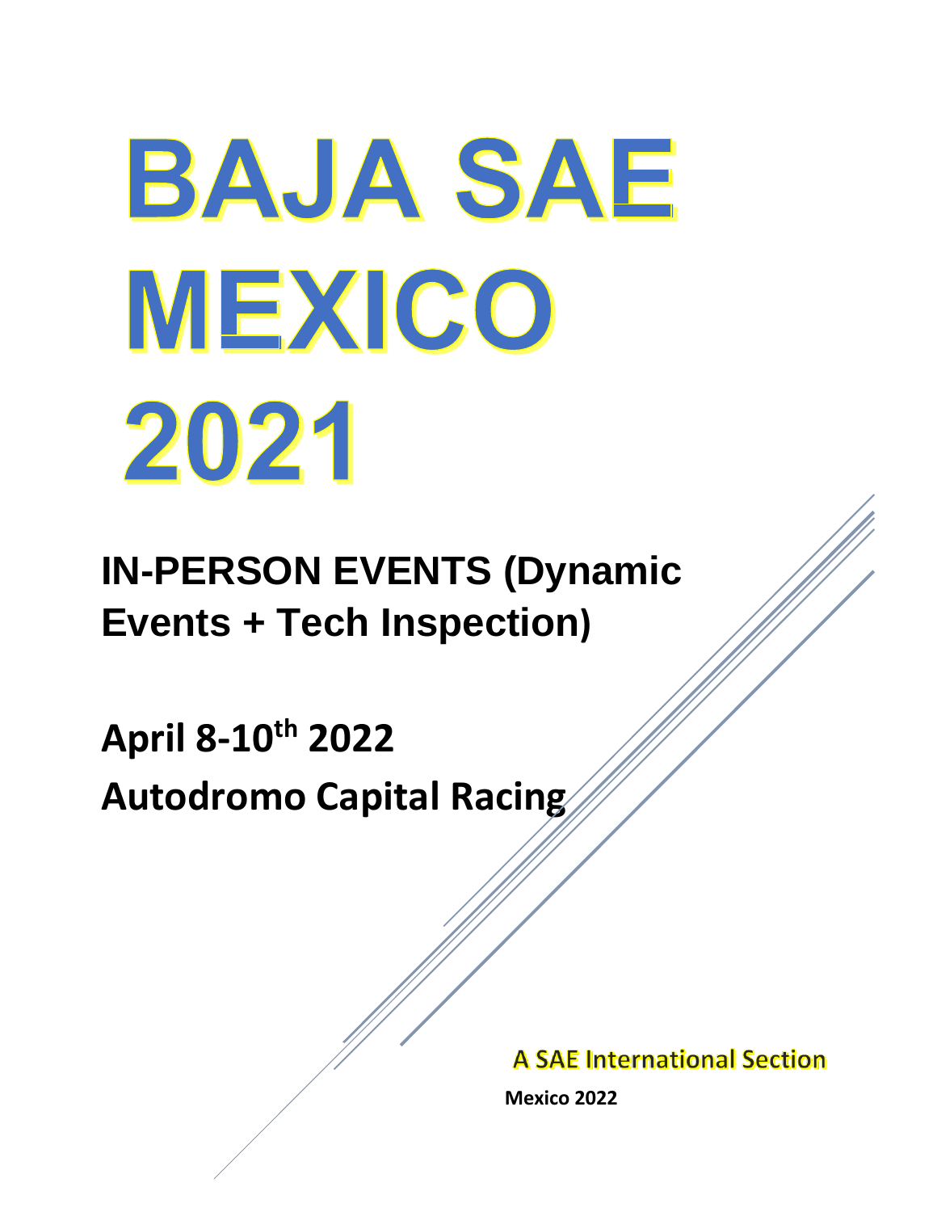# BAJA SAE MEXICO 2021

## IN-PERSON EVENTS (Dynamic Events + Tech Inspection)

## April 8-10th 2022

## Autodromo Capital Racing

A SAE International Section

**Mexico 2022**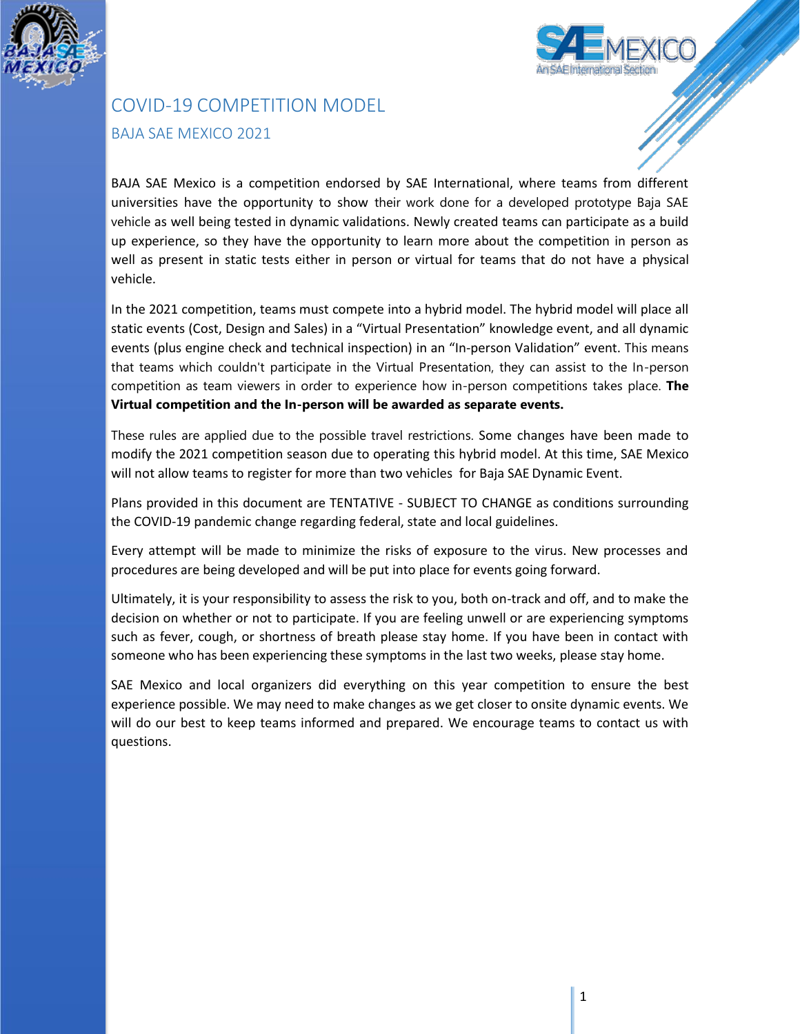# COVID-19 COMPETITION MODEL

## BAJA SAE MEXICO 2021

BAJA SAE Mexico is a competition endorsed by SAE International, where teams from different universities have the opportunity to show their work done for a developed prototype Baja SAE vehicle as well being tested in dynamic validations. Newly created teams can participate as a build up experience, so they have the opportunity to learn more about the competition in person as well as present in static tests either in person or virtual for teams that do not have a physical vehicle.

In the 2021 competition, teams must compete into a hybrid model. The hybrid model will place all static events (Cost, Design and Sales) in a "Virtual Presentation" knowledge event, and all dynamic events (plus engine check and technical inspection) in an "In-person Validation" event. This means that teams which couldn't participate in the Virtual Presentation, they can assist to the In-person competition as team viewers in order to experience how in-person competitions takes place. **The Virtual competition and the In-person will be awarded as separate events.**

These rules are applied due to the possible travel restrictions. Some changes have been made to modify the 2021 competition season due to operating this hybrid model. At this time, SAE Mexico will not allow teams to register for more than two vehicles for Baja SAE Dynamic Event.

Plans provided in this document are TENTATIVE - SUBJECT TO CHANGE as conditions surrounding the COVID-19 pandemic change regarding federal, state and local guidelines.

Every attempt will be made to minimize the risks of exposure to the virus. New processes and procedures are being developed and will be put into place for events going forward.

Ultimately, it is your responsibility to assess the risk to you, both on-track and off, and to make the decision on whether or not to participate. If you are feeling unwell or are experiencing symptoms such as fever, cough, or shortness of breath please stay home. If you have been in contact with someone who has been experiencing these symptoms in the last two weeks, please stay home.

SAE Mexico and local organizers did everything on this year competition to ensure the best experience possible. We may need to make changes as we get closer to onsite dynamic events. We will do our best to keep teams informed and prepared. We encourage teams to contact us with questions.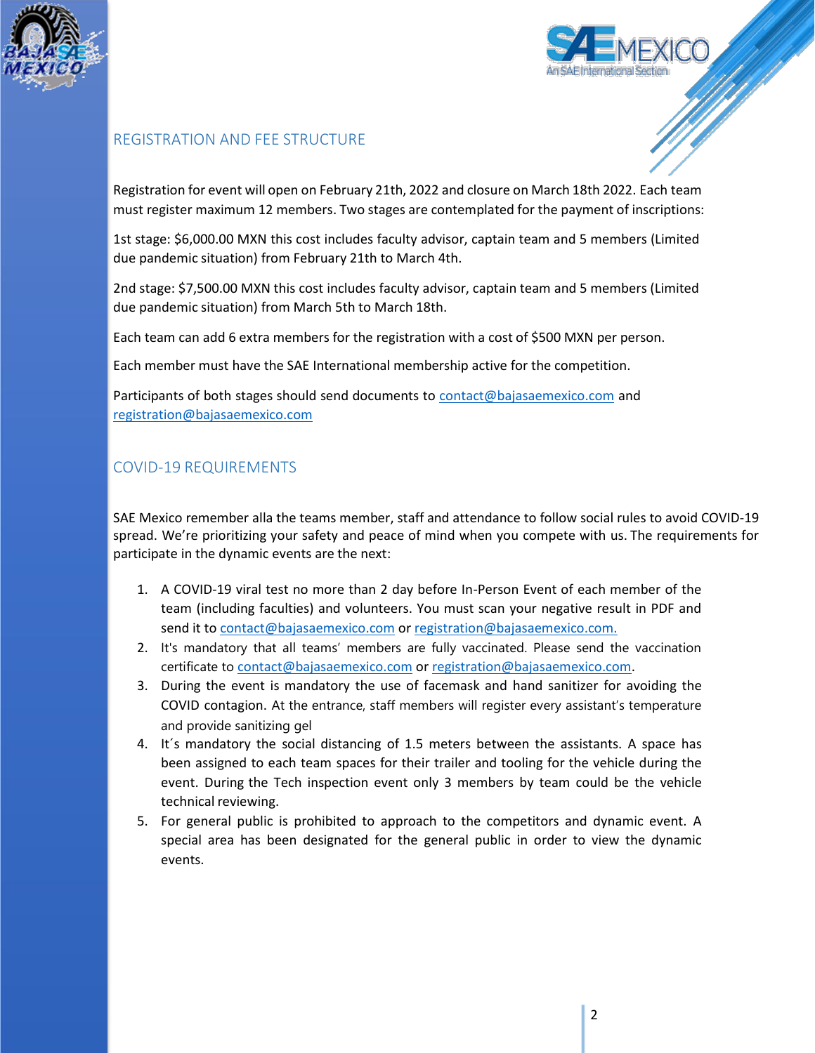## REGISTRATION AND FEE STRUCTURE

Registration for event will open on February 21th, 2022 and closure on March 18th 2022. Each team must register maximum 12 members. Two stages are contemplated for the payment of inscriptions:

1st stage: $6,000.00 MXN this cost includes faculty advisor, captain team and 5 members (Limited due pandemic situation) from February 21th to March 4th.

2nd stage: $7,500.00 MXN this cost includes faculty advisor, captain team and 5 members (Limited due pandemic situation) from March 5th to March 18th.

Each team can add 6 extra members for the registration with a cost of $500 MXN per person.

Each member must have the SAE International membership active for the competition.

Participants of both stages should send documents to contact@bajasaemexico.com and registration@bajasaemexico.com

## COVID-19 REQUIREMENTS

SAE Mexico remember alla the teams member, staff and attendance to follow social rules to avoid COVID-19 spread. We're prioritizing your safety and peace of mind when you compete with us. The requirements for participate in the dynamic events are the next:

1. A COVID-19 viral test no more than 2 day before In-Person Event of each member of the team (including faculties) and volunteers. You must scan your negative result in PDF and send it to contact@bajasaemexico.com or registration@bajasaemexico.com.
2. It's mandatory that all teams' members are fully vaccinated. Please send the vaccination certificate to contact@bajasaemexico.com or registration@bajasaemexico.com.
3. During the event is mandatory the use of facemask and hand sanitizer for avoiding the COVID contagion. At the entrance, staff members will register every assistant's temperature and provide sanitizing gel
4. It´s mandatory the social distancing of 1.5 meters between the assistants. A space has been assigned to each team spaces for their trailer and tooling for the vehicle during the event. During the Tech inspection event only 3 members by team could be the vehicle technical reviewing.
5. For general public is prohibited to approach to the competitors and dynamic event. A special area has been designated for the general public in order to view the dynamic events.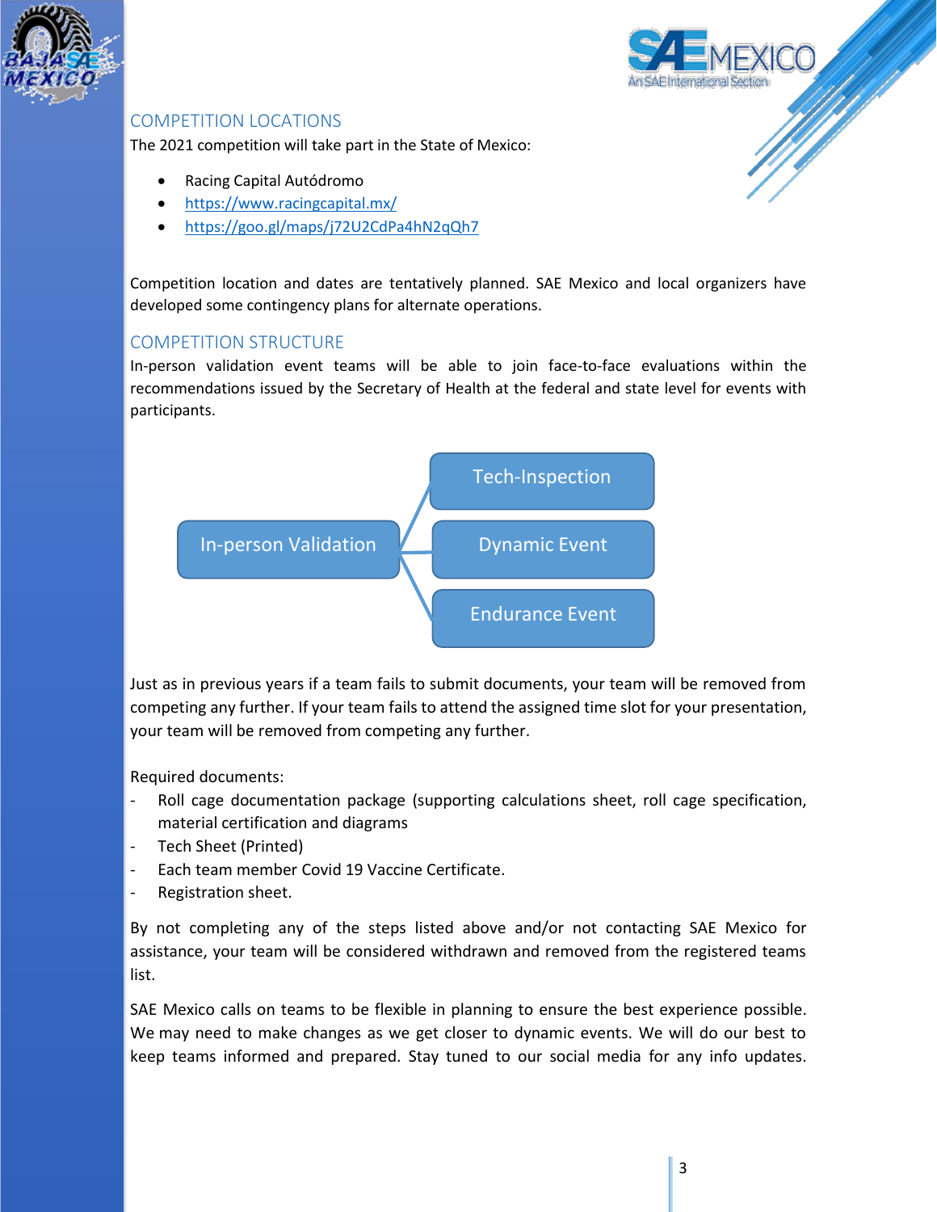## COMPETITION LOCATIONS

The 2021 competition will take part in the State of Mexico:

- Racing Capital Autódromo
- https://www.racingcapital.mx/
- https://goo.gl/maps/j72U2CdPa4hN2qQh7

Competition location and dates are tentatively planned. SAE Mexico and local organizers have developed some contingency plans for alternate operations.

## COMPETITION STRUCTURE

In-person validation event teams will be able to join face-to-face evaluations within the recommendations issued by the Secretary of Health at the federal and state level for events with participants.

- In-person Validation
  - Tech-Inspection
  - Dynamic Event
  - Endurance Event

Just as in previous years if a team fails to submit documents, your team will be removed from competing any further. If your team fails to attend the assigned time slot for your presentation, your team will be removed from competing any further.

Required documents:

- Roll cage documentation package (supporting calculations sheet, roll cage specification, material certification and diagrams
- Tech Sheet (Printed)
- Each team member Covid 19 Vaccine Certificate.
- Registration sheet.

By not completing any of the steps listed above and/or not contacting SAE Mexico for assistance, your team will be considered withdrawn and removed from the registered teams list.

SAE Mexico calls on teams to be flexible in planning to ensure the best experience possible. We may need to make changes as we get closer to dynamic events. We will do our best to keep teams informed and prepared. Stay tuned to our social media for any info updates.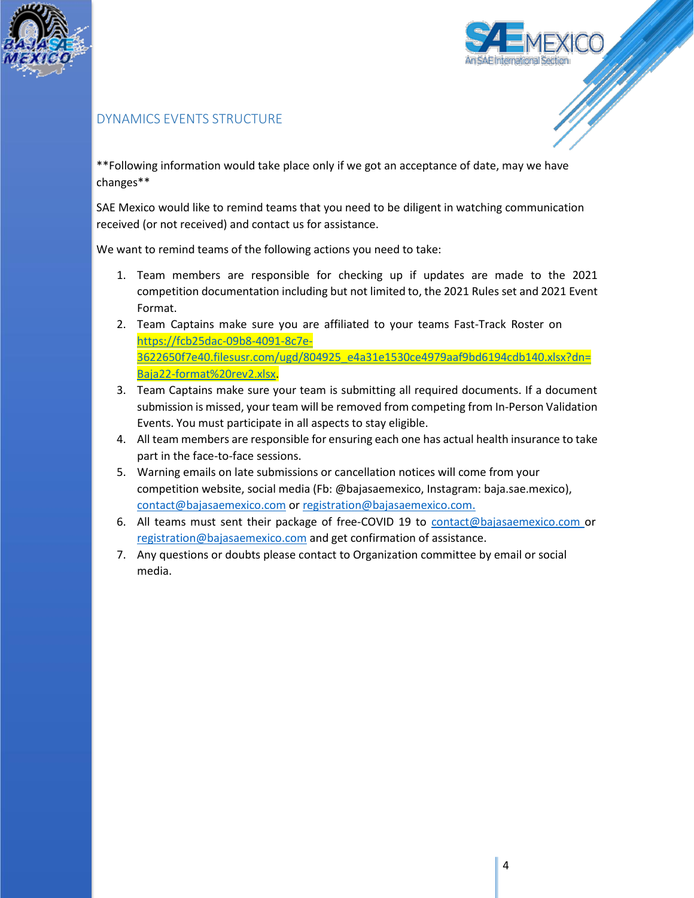## DYNAMICS EVENTS STRUCTURE

**Following information would take place only if we got an acceptance of date, may we have changes**

SAE Mexico would like to remind teams that you need to be diligent in watching communication received (or not received) and contact us for assistance.

We want to remind teams of the following actions you need to take:

1. Team members are responsible for checking up if updates are made to the 2021 competition documentation including but not limited to, the 2021 Rules set and 2021 Event Format.
2. Team Captains make sure you are affiliated to your teams Fast-Track Roster on https://fcb25dac-09b8-4091-8c7e-3622650f7e40.filesusr.com/ugd/804925_e4a31e1530ce4979aaf9bd6194cdb140.xlsx?dn=Baja22-format%20rev2.xlsx.
3. Team Captains make sure your team is submitting all required documents. If a document submission is missed, your team will be removed from competing from In-Person Validation Events. You must participate in all aspects to stay eligible.
4. All team members are responsible for ensuring each one has actual health insurance to take part in the face-to-face sessions.
5. Warning emails on late submissions or cancellation notices will come from your competition website, social media (Fb: @bajasaemexico, Instagram: baja.sae.mexico), contact@bajasaemexico.com or registration@bajasaemexico.com.
6. All teams must sent their package of free-COVID 19 to contact@bajasaemexico.com or registration@bajasaemexico.com and get confirmation of assistance.
7. Any questions or doubts please contact to Organization committee by email or social media.